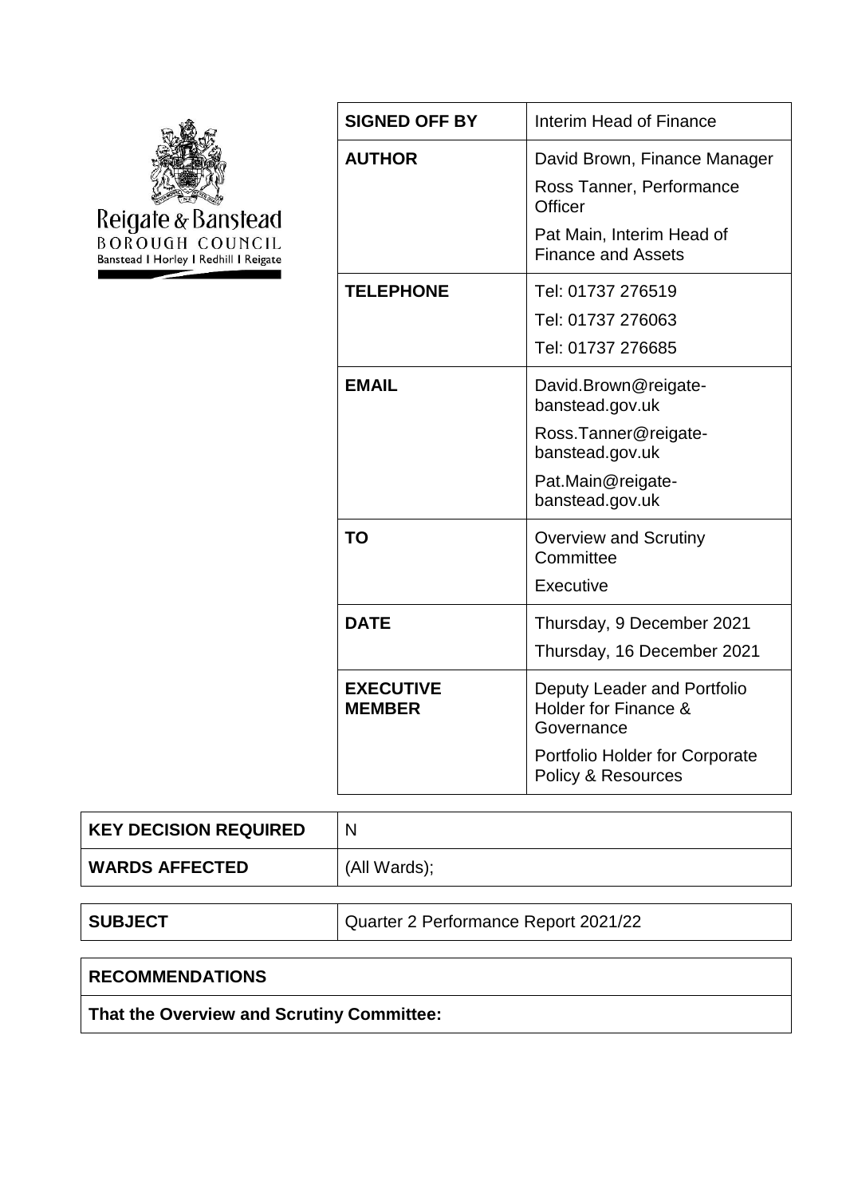Reigate & Banstead BOROUGH COUNCIL
Banstead | Horley | Redhill | Reigate

| | |
|---|---|
| **SIGNED OFF BY** | Interim Head of Finance |
| **AUTHOR** | David Brown, Finance Manager<br>Ross Tanner, Performance Officer<br>Pat Main, Interim Head of Finance and Assets |
| **TELEPHONE** | Tel: 01737 276519<br>Tel: 01737 276063<br>Tel: 01737 276685 |
| **EMAIL** | David.Brown@reigate-banstead.gov.uk<br>Ross.Tanner@reigate-banstead.gov.uk<br>Pat.Main@reigate-banstead.gov.uk |
| **TO** | Overview and Scrutiny Committee<br>Executive |
| **DATE** | Thursday, 9 December 2021<br>Thursday, 16 December 2021 |
| **EXECUTIVE MEMBER** | Deputy Leader and Portfolio Holder for Finance & Governance<br>Portfolio Holder for Corporate Policy & Resources |

| | |
|---|---|
| **KEY DECISION REQUIRED** | N |
| **WARDS AFFECTED** | (All Wards); |

| | |
|---|---|
| **SUBJECT** | Quarter 2 Performance Report 2021/22 |

| **RECOMMENDATIONS** |
|---|
| **That the Overview and Scrutiny Committee:** |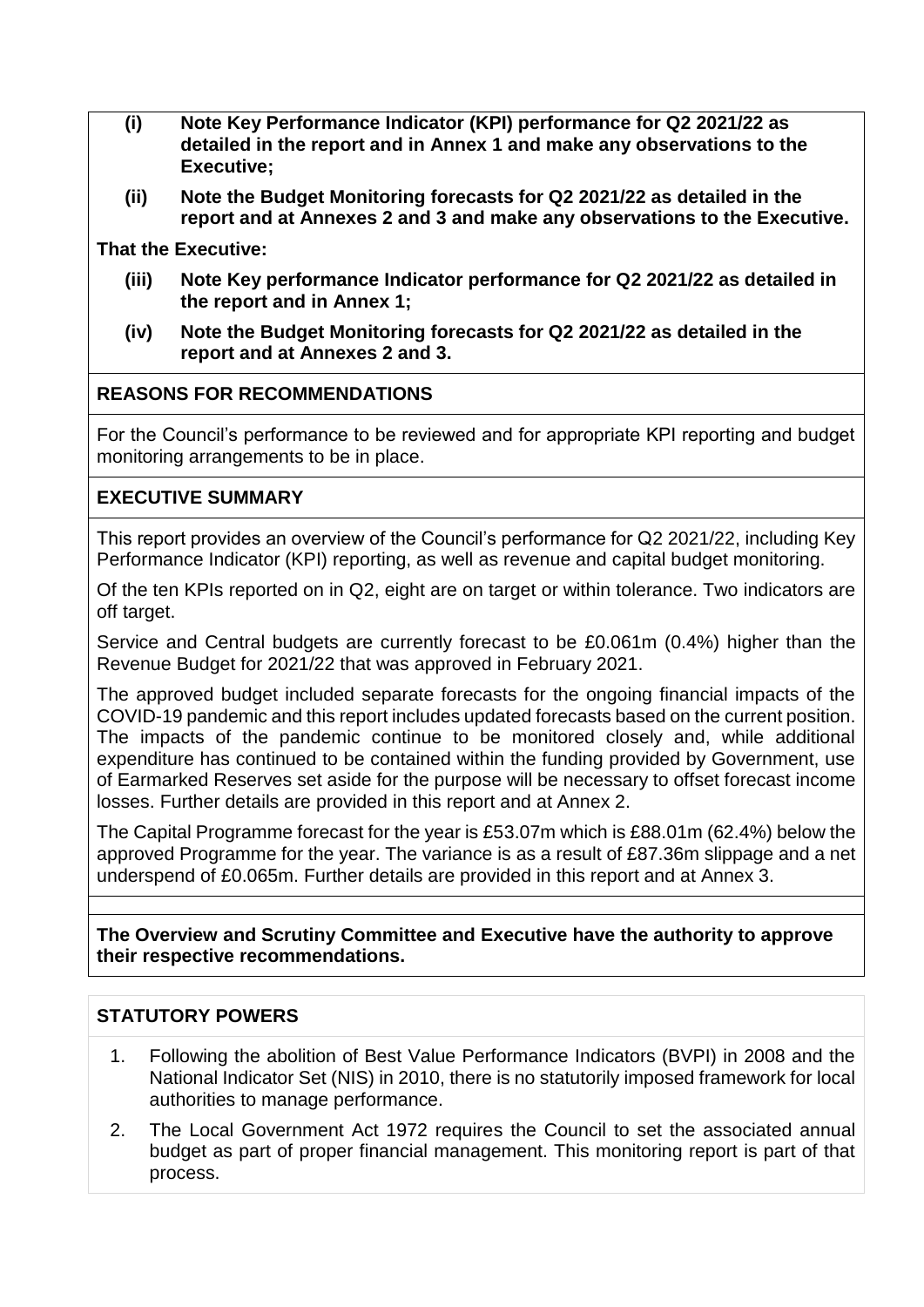**(i) Note Key Performance Indicator (KPI) performance for Q2 2021/22 as detailed in the report and in Annex 1 and make any observations to the Executive;**

**(ii) Note the Budget Monitoring forecasts for Q2 2021/22 as detailed in the report and at Annexes 2 and 3 and make any observations to the Executive.**

**That the Executive:**

**(iii) Note Key performance Indicator performance for Q2 2021/22 as detailed in the report and in Annex 1;**

**(iv) Note the Budget Monitoring forecasts for Q2 2021/22 as detailed in the report and at Annexes 2 and 3.**

## REASONS FOR RECOMMENDATIONS

For the Council's performance to be reviewed and for appropriate KPI reporting and budget monitoring arrangements to be in place.

## EXECUTIVE SUMMARY

This report provides an overview of the Council's performance for Q2 2021/22, including Key Performance Indicator (KPI) reporting, as well as revenue and capital budget monitoring.

Of the ten KPIs reported on in Q2, eight are on target or within tolerance. Two indicators are off target.

Service and Central budgets are currently forecast to be £0.061m (0.4%) higher than the Revenue Budget for 2021/22 that was approved in February 2021.

The approved budget included separate forecasts for the ongoing financial impacts of the COVID-19 pandemic and this report includes updated forecasts based on the current position. The impacts of the pandemic continue to be monitored closely and, while additional expenditure has continued to be contained within the funding provided by Government, use of Earmarked Reserves set aside for the purpose will be necessary to offset forecast income losses. Further details are provided in this report and at Annex 2.

The Capital Programme forecast for the year is £53.07m which is £88.01m (62.4%) below the approved Programme for the year. The variance is as a result of £87.36m slippage and a net underspend of £0.065m. Further details are provided in this report and at Annex 3.

**The Overview and Scrutiny Committee and Executive have the authority to approve their respective recommendations.**

## STATUTORY POWERS

1. Following the abolition of Best Value Performance Indicators (BVPI) in 2008 and the National Indicator Set (NIS) in 2010, there is no statutorily imposed framework for local authorities to manage performance.
2. The Local Government Act 1972 requires the Council to set the associated annual budget as part of proper financial management. This monitoring report is part of that process.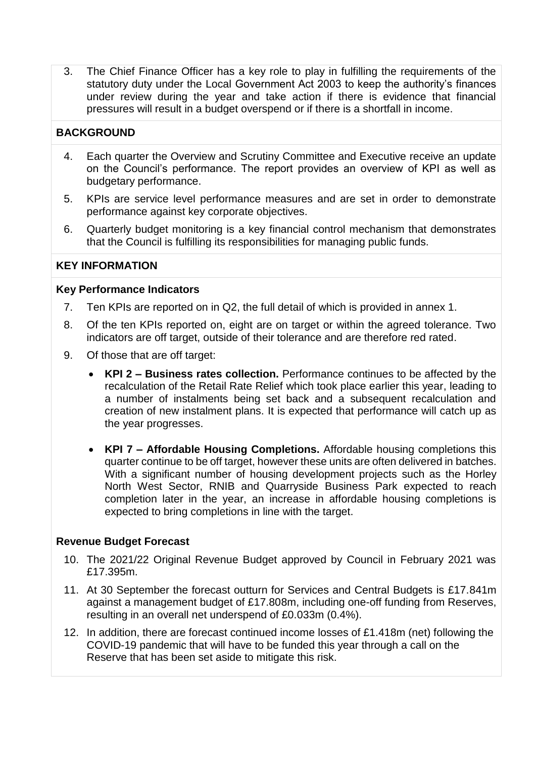3. The Chief Finance Officer has a key role to play in fulfilling the requirements of the statutory duty under the Local Government Act 2003 to keep the authority's finances under review during the year and take action if there is evidence that financial pressures will result in a budget overspend or if there is a shortfall in income.

## BACKGROUND

4. Each quarter the Overview and Scrutiny Committee and Executive receive an update on the Council's performance. The report provides an overview of KPI as well as budgetary performance.
5. KPIs are service level performance measures and are set in order to demonstrate performance against key corporate objectives.
6. Quarterly budget monitoring is a key financial control mechanism that demonstrates that the Council is fulfilling its responsibilities for managing public funds.

## KEY INFORMATION

### Key Performance Indicators

7. Ten KPIs are reported on in Q2, the full detail of which is provided in annex 1.
8. Of the ten KPIs reported on, eight are on target or within the agreed tolerance. Two indicators are off target, outside of their tolerance and are therefore red rated.
9. Of those that are off target:
   - **KPI 2 – Business rates collection.** Performance continues to be affected by the recalculation of the Retail Rate Relief which took place earlier this year, leading to a number of instalments being set back and a subsequent recalculation and creation of new instalment plans. It is expected that performance will catch up as the year progresses.
   - **KPI 7 – Affordable Housing Completions.** Affordable housing completions this quarter continue to be off target, however these units are often delivered in batches. With a significant number of housing development projects such as the Horley North West Sector, RNIB and Quarryside Business Park expected to reach completion later in the year, an increase in affordable housing completions is expected to bring completions in line with the target.

### Revenue Budget Forecast

10. The 2021/22 Original Revenue Budget approved by Council in February 2021 was £17.395m.
11. At 30 September the forecast outturn for Services and Central Budgets is £17.841m against a management budget of £17.808m, including one-off funding from Reserves, resulting in an overall net underspend of £0.033m (0.4%).
12. In addition, there are forecast continued income losses of £1.418m (net) following the COVID-19 pandemic that will have to be funded this year through a call on the Reserve that has been set aside to mitigate this risk.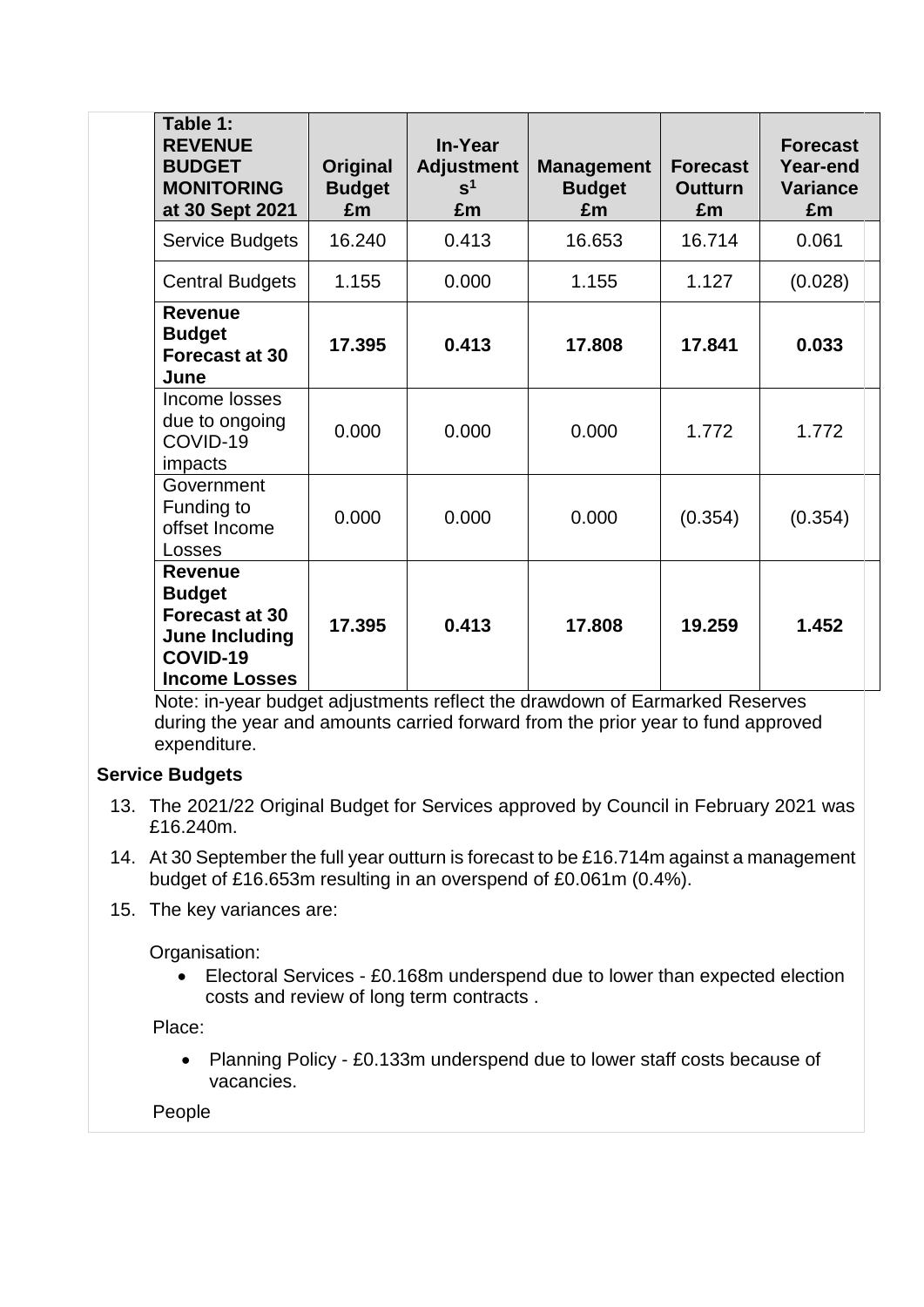| Table 1: REVENUE BUDGET MONITORING at 30 Sept 2021 | Original Budget £m | In-Year Adjustments[1] £m | Management Budget £m | Forecast Outturn £m | Forecast Year-end Variance £m |
|---|---|---|---|---|---|
| Service Budgets | 16.240 | 0.413 | 16.653 | 16.714 | 0.061 |
| Central Budgets | 1.155 | 0.000 | 1.155 | 1.127 | (0.028) |
| **Revenue Budget Forecast at 30 June** | **17.395** | **0.413** | **17.808** | **17.841** | **0.033** |
| Income losses due to ongoing COVID-19 impacts | 0.000 | 0.000 | 0.000 | 1.772 | 1.772 |
| Government Funding to offset Income Losses | 0.000 | 0.000 | 0.000 | (0.354) | (0.354) |
| **Revenue Budget Forecast at 30 June Including COVID-19 Income Losses** | **17.395** | **0.413** | **17.808** | **19.259** | **1.452** |

Note: in-year budget adjustments reflect the drawdown of Earmarked Reserves during the year and amounts carried forward from the prior year to fund approved expenditure.

**Service Budgets**

13. The 2021/22 Original Budget for Services approved by Council in February 2021 was £16.240m.

14. At 30 September the full year outturn is forecast to be £16.714m against a management budget of £16.653m resulting in an overspend of £0.061m (0.4%).

15. The key variances are:

Organisation:

- Electoral Services - £0.168m underspend due to lower than expected election costs and review of long term contracts .

Place:

- Planning Policy - £0.133m underspend due to lower staff costs because of vacancies.

People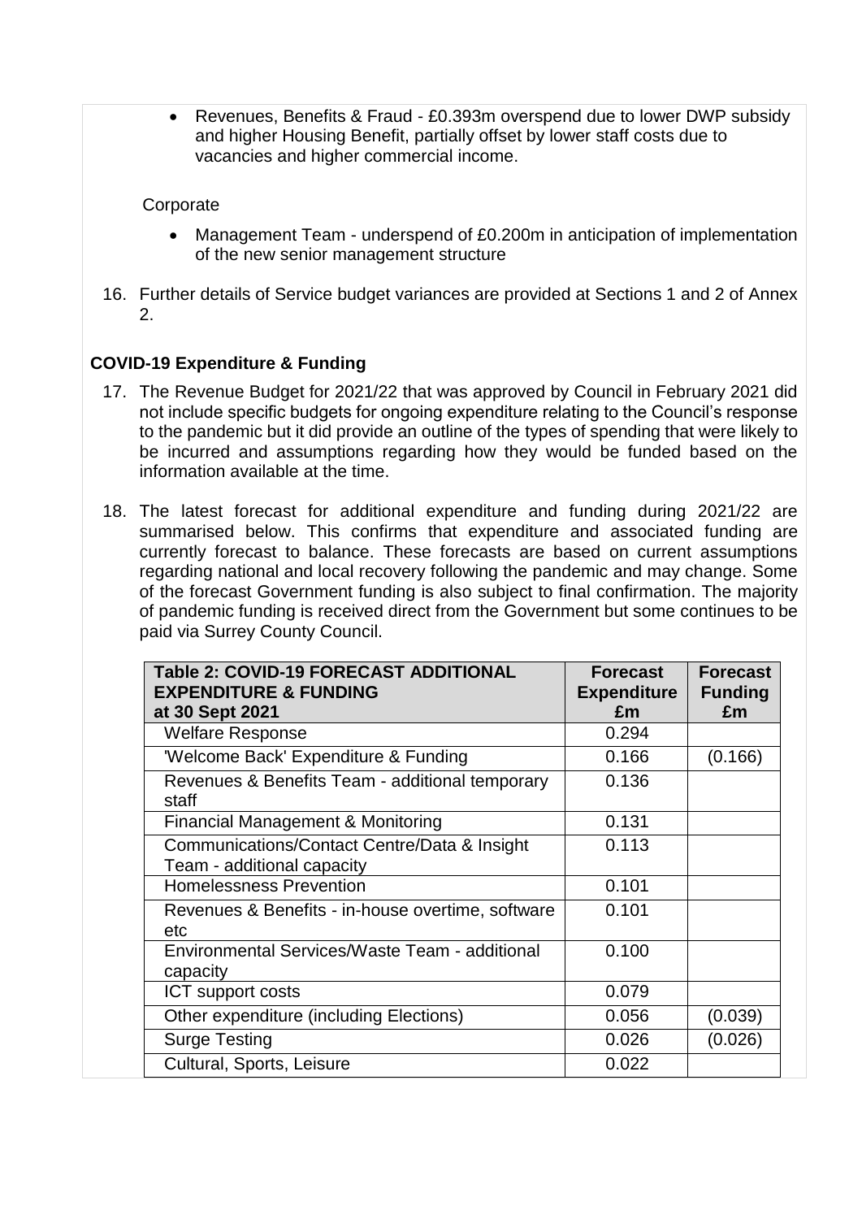- Revenues, Benefits & Fraud - £0.393m overspend due to lower DWP subsidy and higher Housing Benefit, partially offset by lower staff costs due to vacancies and higher commercial income.

Corporate

- Management Team - underspend of £0.200m in anticipation of implementation of the new senior management structure

16. Further details of Service budget variances are provided at Sections 1 and 2 of Annex 2.

## COVID-19 Expenditure & Funding

17. The Revenue Budget for 2021/22 that was approved by Council in February 2021 did not include specific budgets for ongoing expenditure relating to the Council's response to the pandemic but it did provide an outline of the types of spending that were likely to be incurred and assumptions regarding how they would be funded based on the information available at the time.

18. The latest forecast for additional expenditure and funding during 2021/22 are summarised below. This confirms that expenditure and associated funding are currently forecast to balance. These forecasts are based on current assumptions regarding national and local recovery following the pandemic and may change. Some of the forecast Government funding is also subject to final confirmation. The majority of pandemic funding is received direct from the Government but some continues to be paid via Surrey County Council.

| Table 2: COVID-19 FORECAST ADDITIONAL EXPENDITURE & FUNDING at 30 Sept 2021 | Forecast Expenditure £m | Forecast Funding £m |
|---|---|---|
| Welfare Response | 0.294 | |
| 'Welcome Back' Expenditure & Funding | 0.166 | (0.166) |
| Revenues & Benefits Team - additional temporary staff | 0.136 | |
| Financial Management & Monitoring | 0.131 | |
| Communications/Contact Centre/Data & Insight Team - additional capacity | 0.113 | |
| Homelessness Prevention | 0.101 | |
| Revenues & Benefits - in-house overtime, software etc | 0.101 | |
| Environmental Services/Waste Team - additional capacity | 0.100 | |
| ICT support costs | 0.079 | |
| Other expenditure (including Elections) | 0.056 | (0.039) |
| Surge Testing | 0.026 | (0.026) |
| Cultural, Sports, Leisure | 0.022 | |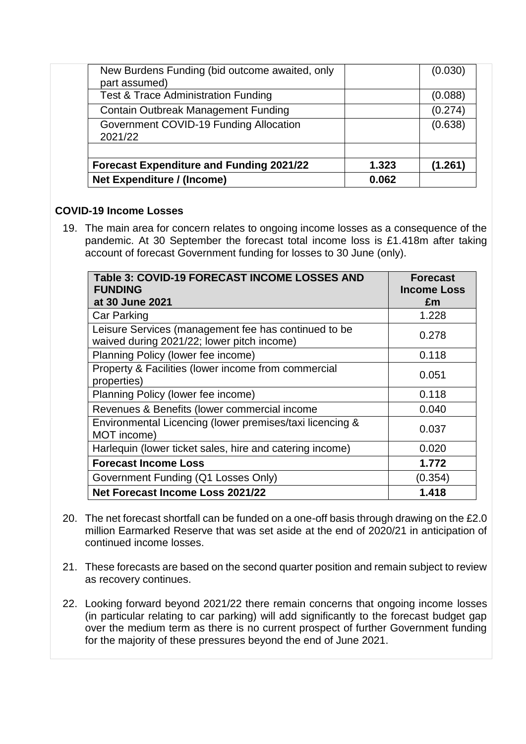| | | |
|---|---|---|
| New Burdens Funding (bid outcome awaited, only part assumed) | | (0.030) |
| Test & Trace Administration Funding | | (0.088) |
| Contain Outbreak Management Funding | | (0.274) |
| Government COVID-19 Funding Allocation 2021/22 | | (0.638) |
| | | |
| **Forecast Expenditure and Funding 2021/22** | **1.323** | **(1.261)** |
| **Net Expenditure / (Income)** | **0.062** | |

**COVID-19 Income Losses**

19. The main area for concern relates to ongoing income losses as a consequence of the pandemic. At 30 September the forecast total income loss is £1.418m after taking account of forecast Government funding for losses to 30 June (only).

| Table 3: COVID-19 FORECAST INCOME LOSSES AND FUNDING at 30 June 2021 | Forecast Income Loss £m |
|---|---|
| Car Parking | 1.228 |
| Leisure Services (management fee has continued to be waived during 2021/22; lower pitch income) | 0.278 |
| Planning Policy (lower fee income) | 0.118 |
| Property & Facilities (lower income from commercial properties) | 0.051 |
| Planning Policy (lower fee income) | 0.118 |
| Revenues & Benefits (lower commercial income | 0.040 |
| Environmental Licencing (lower premises/taxi licencing & MOT income) | 0.037 |
| Harlequin (lower ticket sales, hire and catering income) | 0.020 |
| **Forecast Income Loss** | **1.772** |
| Government Funding (Q1 Losses Only) | (0.354) |
| **Net Forecast Income Loss 2021/22** | **1.418** |

20. The net forecast shortfall can be funded on a one-off basis through drawing on the £2.0 million Earmarked Reserve that was set aside at the end of 2020/21 in anticipation of continued income losses.

21. These forecasts are based on the second quarter position and remain subject to review as recovery continues.

22. Looking forward beyond 2021/22 there remain concerns that ongoing income losses (in particular relating to car parking) will add significantly to the forecast budget gap over the medium term as there is no current prospect of further Government funding for the majority of these pressures beyond the end of June 2021.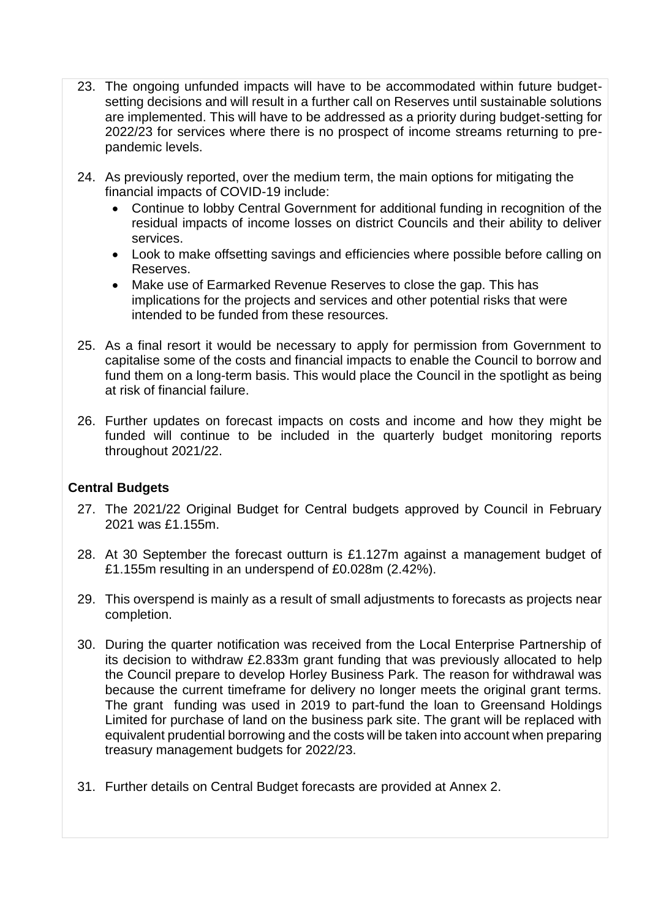23. The ongoing unfunded impacts will have to be accommodated within future budget-setting decisions and will result in a further call on Reserves until sustainable solutions are implemented. This will have to be addressed as a priority during budget-setting for 2022/23 for services where there is no prospect of income streams returning to pre-pandemic levels.

24. As previously reported, over the medium term, the main options for mitigating the financial impacts of COVID-19 include:
    - Continue to lobby Central Government for additional funding in recognition of the residual impacts of income losses on district Councils and their ability to deliver services.
    - Look to make offsetting savings and efficiencies where possible before calling on Reserves.
    - Make use of Earmarked Revenue Reserves to close the gap. This has implications for the projects and services and other potential risks that were intended to be funded from these resources.

25. As a final resort it would be necessary to apply for permission from Government to capitalise some of the costs and financial impacts to enable the Council to borrow and fund them on a long-term basis. This would place the Council in the spotlight as being at risk of financial failure.

26. Further updates on forecast impacts on costs and income and how they might be funded will continue to be included in the quarterly budget monitoring reports throughout 2021/22.

**Central Budgets**

27. The 2021/22 Original Budget for Central budgets approved by Council in February 2021 was £1.155m.

28. At 30 September the forecast outturn is £1.127m against a management budget of £1.155m resulting in an underspend of £0.028m (2.42%).

29. This overspend is mainly as a result of small adjustments to forecasts as projects near completion.

30. During the quarter notification was received from the Local Enterprise Partnership of its decision to withdraw £2.833m grant funding that was previously allocated to help the Council prepare to develop Horley Business Park. The reason for withdrawal was because the current timeframe for delivery no longer meets the original grant terms. The grant funding was used in 2019 to part-fund the loan to Greensand Holdings Limited for purchase of land on the business park site. The grant will be replaced with equivalent prudential borrowing and the costs will be taken into account when preparing treasury management budgets for 2022/23.

31. Further details on Central Budget forecasts are provided at Annex 2.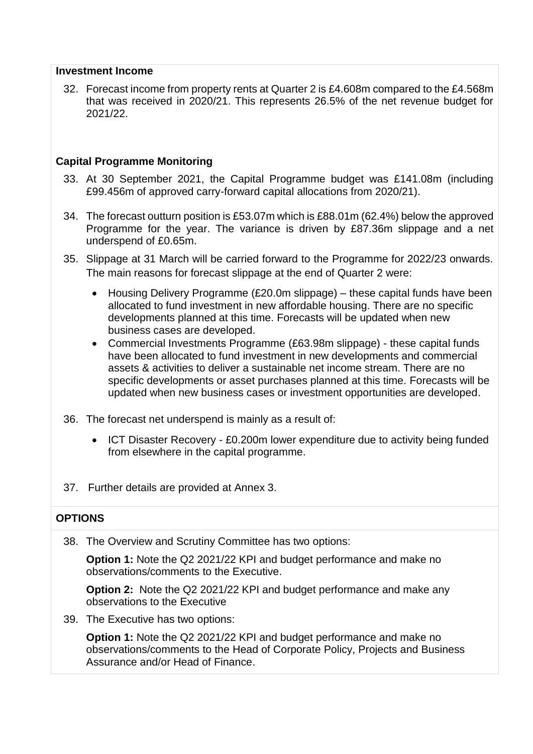**Investment Income**

32. Forecast income from property rents at Quarter 2 is £4.608m compared to the £4.568m that was received in 2020/21. This represents 26.5% of the net revenue budget for 2021/22.

**Capital Programme Monitoring**

33. At 30 September 2021, the Capital Programme budget was £141.08m (including £99.456m of approved carry-forward capital allocations from 2020/21).

34. The forecast outturn position is £53.07m which is £88.01m (62.4%) below the approved Programme for the year. The variance is driven by £87.36m slippage and a net underspend of £0.65m.

35. Slippage at 31 March will be carried forward to the Programme for 2022/23 onwards. The main reasons for forecast slippage at the end of Quarter 2 were:

    - Housing Delivery Programme (£20.0m slippage) – these capital funds have been allocated to fund investment in new affordable housing. There are no specific developments planned at this time. Forecasts will be updated when new business cases are developed.
    - Commercial Investments Programme (£63.98m slippage) - these capital funds have been allocated to fund investment in new developments and commercial assets & activities to deliver a sustainable net income stream. There are no specific developments or asset purchases planned at this time. Forecasts will be updated when new business cases or investment opportunities are developed.

36. The forecast net underspend is mainly as a result of:

    - ICT Disaster Recovery - £0.200m lower expenditure due to activity being funded from elsewhere in the capital programme.

37. Further details are provided at Annex 3.

**OPTIONS**

38. The Overview and Scrutiny Committee has two options:

    **Option 1:** Note the Q2 2021/22 KPI and budget performance and make no observations/comments to the Executive.

    **Option 2:** Note the Q2 2021/22 KPI and budget performance and make any observations to the Executive

39. The Executive has two options:

    **Option 1:** Note the Q2 2021/22 KPI and budget performance and make no observations/comments to the Head of Corporate Policy, Projects and Business Assurance and/or Head of Finance.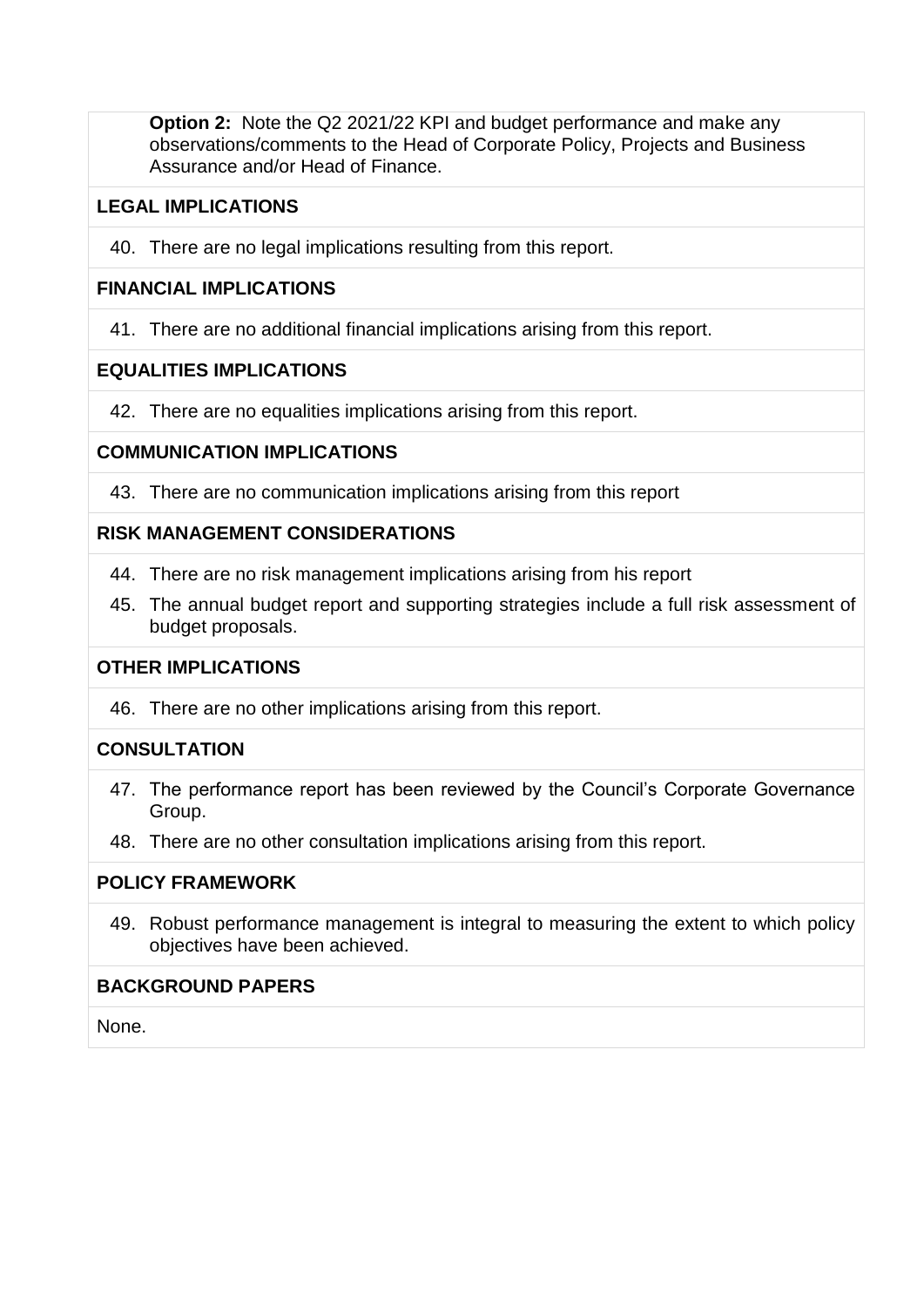**Option 2:** Note the Q2 2021/22 KPI and budget performance and make any observations/comments to the Head of Corporate Policy, Projects and Business Assurance and/or Head of Finance.

**LEGAL IMPLICATIONS**

40. There are no legal implications resulting from this report.

**FINANCIAL IMPLICATIONS**

41. There are no additional financial implications arising from this report.

**EQUALITIES IMPLICATIONS**

42. There are no equalities implications arising from this report.

**COMMUNICATION IMPLICATIONS**

43. There are no communication implications arising from this report

**RISK MANAGEMENT CONSIDERATIONS**

44. There are no risk management implications arising from his report
45. The annual budget report and supporting strategies include a full risk assessment of budget proposals.

**OTHER IMPLICATIONS**

46. There are no other implications arising from this report.

**CONSULTATION**

47. The performance report has been reviewed by the Council's Corporate Governance Group.
48. There are no other consultation implications arising from this report.

**POLICY FRAMEWORK**

49. Robust performance management is integral to measuring the extent to which policy objectives have been achieved.

**BACKGROUND PAPERS**

None.